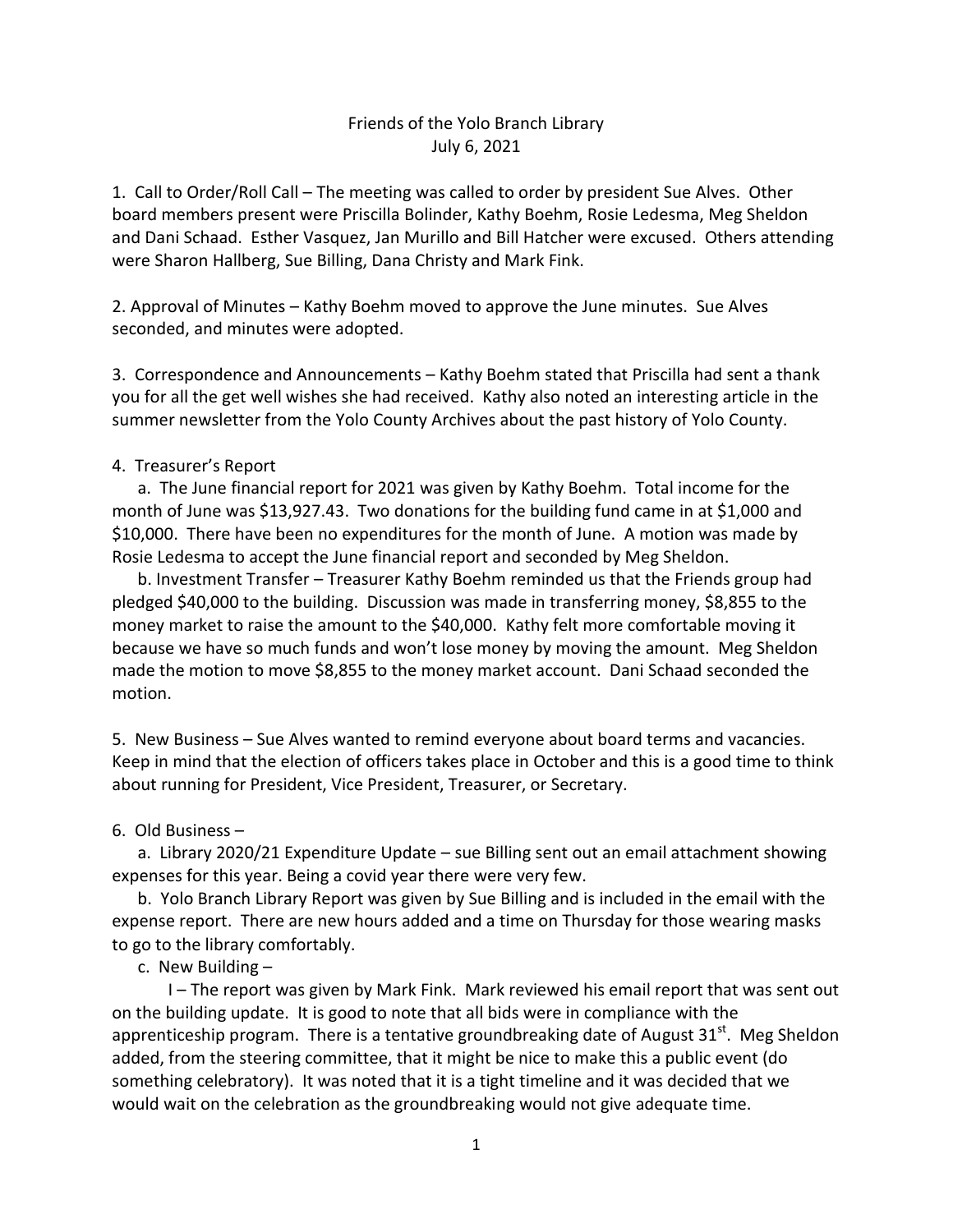# Friends of the Yolo Branch Library
## July 6, 2021

1. Call to Order/Roll Call – The meeting was called to order by president Sue Alves. Other board members present were Priscilla Bolinder, Kathy Boehm, Rosie Ledesma, Meg Sheldon and Dani Schaad. Esther Vasquez, Jan Murillo and Bill Hatcher were excused. Others attending were Sharon Hallberg, Sue Billing, Dana Christy and Mark Fink.

2. Approval of Minutes – Kathy Boehm moved to approve the June minutes. Sue Alves seconded, and minutes were adopted.

3. Correspondence and Announcements – Kathy Boehm stated that Priscilla had sent a thank you for all the get well wishes she had received. Kathy also noted an interesting article in the summer newsletter from the Yolo County Archives about the past history of Yolo County.

4. Treasurer's Report

a. The June financial report for 2021 was given by Kathy Boehm. Total income for the month of June was $13,927.43. Two donations for the building fund came in at $1,000 and $10,000. There have been no expenditures for the month of June. A motion was made by Rosie Ledesma to accept the June financial report and seconded by Meg Sheldon.

b. Investment Transfer – Treasurer Kathy Boehm reminded us that the Friends group had pledged $40,000 to the building. Discussion was made in transferring money, $8,855 to the money market to raise the amount to the $40,000. Kathy felt more comfortable moving it because we have so much funds and won't lose money by moving the amount. Meg Sheldon made the motion to move $8,855 to the money market account. Dani Schaad seconded the motion.

5. New Business – Sue Alves wanted to remind everyone about board terms and vacancies. Keep in mind that the election of officers takes place in October and this is a good time to think about running for President, Vice President, Treasurer, or Secretary.

6. Old Business –

a. Library 2020/21 Expenditure Update – sue Billing sent out an email attachment showing expenses for this year. Being a covid year there were very few.

b. Yolo Branch Library Report was given by Sue Billing and is included in the email with the expense report. There are new hours added and a time on Thursday for those wearing masks to go to the library comfortably.

c. New Building –

I – The report was given by Mark Fink. Mark reviewed his email report that was sent out on the building update. It is good to note that all bids were in compliance with the apprenticeship program. There is a tentative groundbreaking date of August 31st. Meg Sheldon added, from the steering committee, that it might be nice to make this a public event (do something celebratory). It was noted that it is a tight timeline and it was decided that we would wait on the celebration as the groundbreaking would not give adequate time.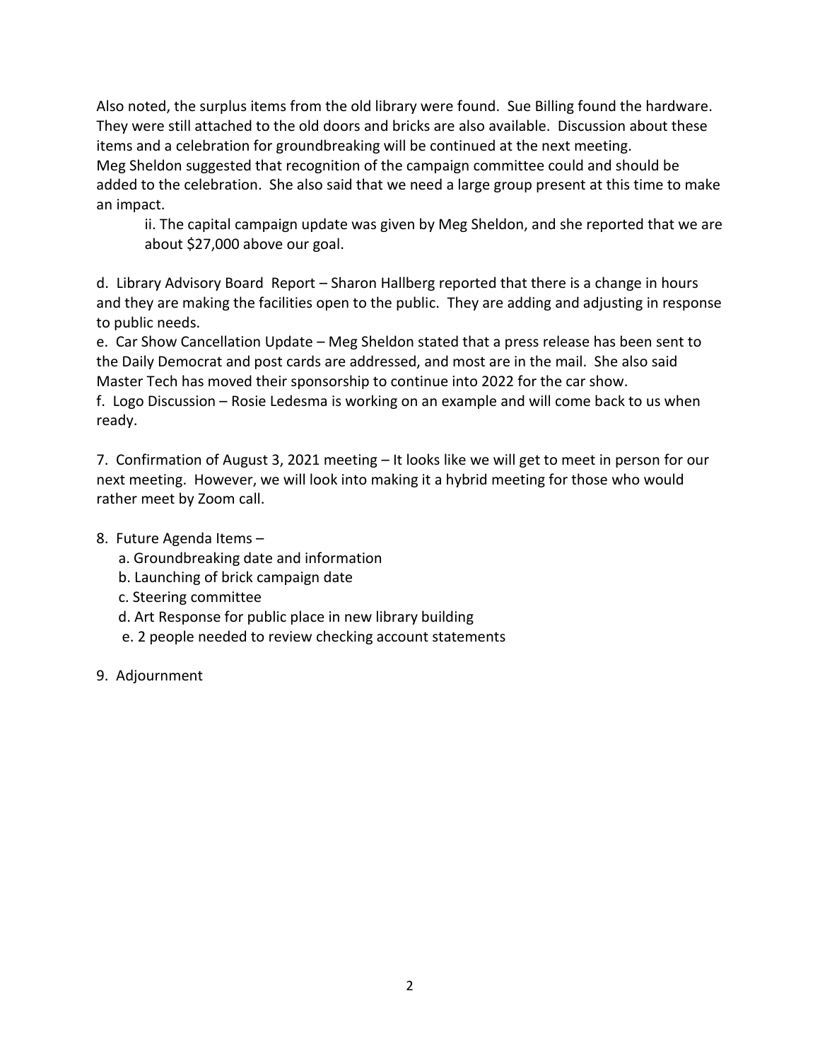Also noted, the surplus items from the old library were found. Sue Billing found the hardware. They were still attached to the old doors and bricks are also available. Discussion about these items and a celebration for groundbreaking will be continued at the next meeting.
Meg Sheldon suggested that recognition of the campaign committee could and should be added to the celebration. She also said that we need a large group present at this time to make an impact.

ii. The capital campaign update was given by Meg Sheldon, and she reported that we are about $27,000 above our goal.

d. Library Advisory Board Report – Sharon Hallberg reported that there is a change in hours and they are making the facilities open to the public. They are adding and adjusting in response to public needs.
e. Car Show Cancellation Update – Meg Sheldon stated that a press release has been sent to the Daily Democrat and post cards are addressed, and most are in the mail. She also said Master Tech has moved their sponsorship to continue into 2022 for the car show.
f. Logo Discussion – Rosie Ledesma is working on an example and will come back to us when ready.

7. Confirmation of August 3, 2021 meeting – It looks like we will get to meet in person for our next meeting. However, we will look into making it a hybrid meeting for those who would rather meet by Zoom call.

8. Future Agenda Items –
   a. Groundbreaking date and information
   b. Launching of brick campaign date
   c. Steering committee
   d. Art Response for public place in new library building
   e. 2 people needed to review checking account statements

9. Adjournment